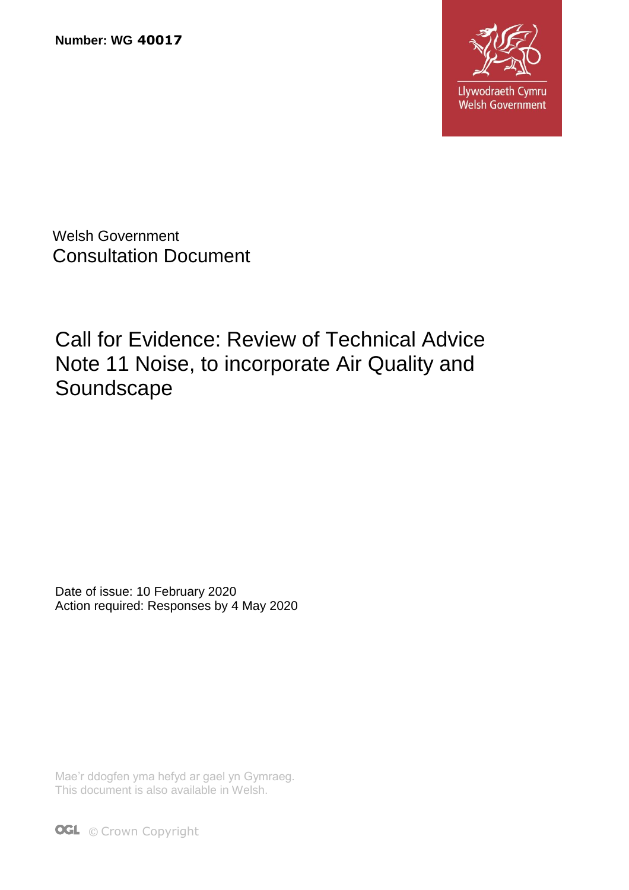**Number: WG 40017**

Llywodraeth Cymru
Welsh Government

Welsh Government
Consultation Document

# Call for Evidence: Review of Technical Advice Note 11 Noise, to incorporate Air Quality and Soundscape

Date of issue: 10 February 2020
Action required: Responses by 4 May 2020

Mae'r ddogfen yma hefyd ar gael yn Gymraeg.
This document is also available in Welsh.

OGL © Crown Copyright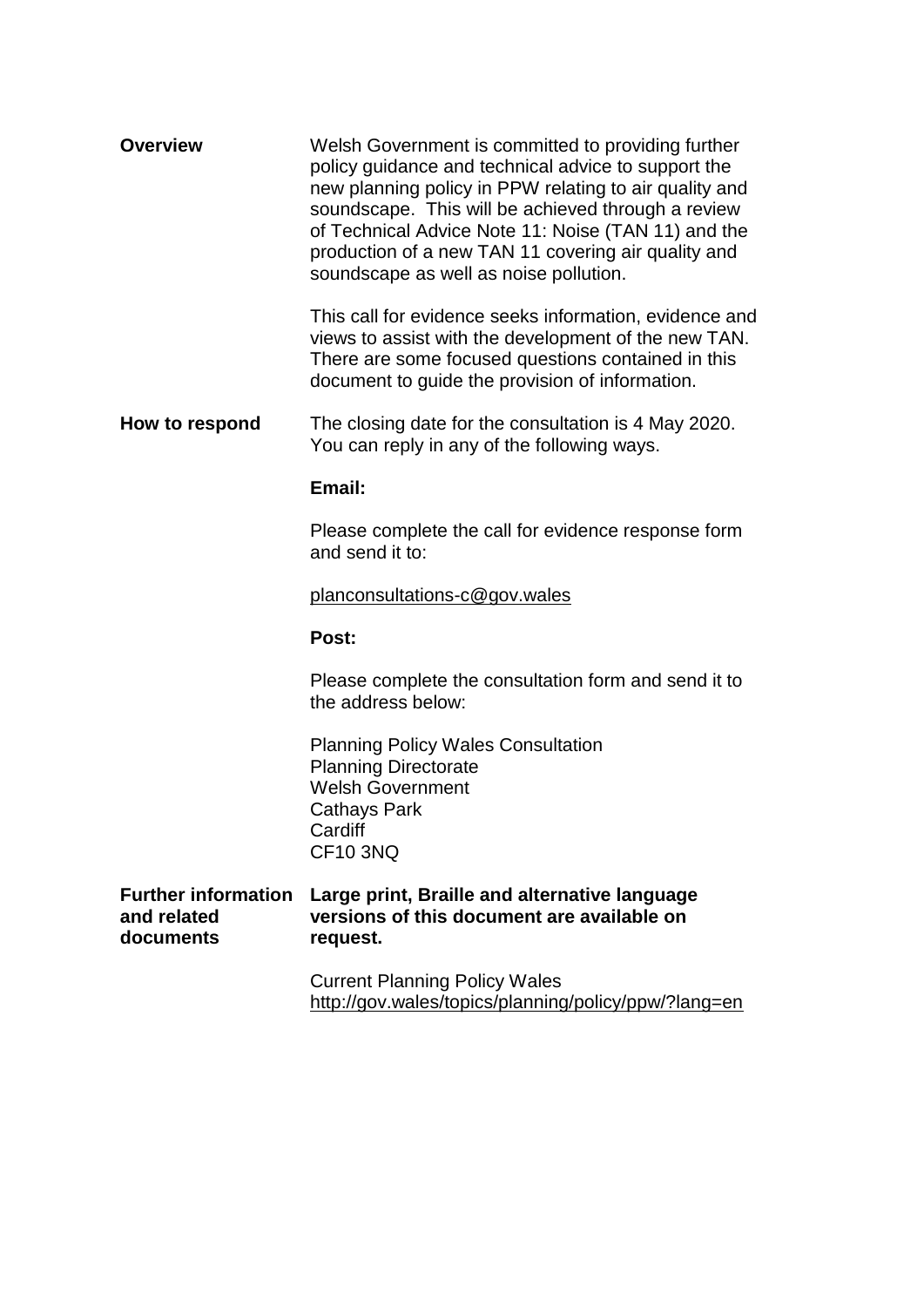**Overview**

Welsh Government is committed to providing further policy guidance and technical advice to support the new planning policy in PPW relating to air quality and soundscape. This will be achieved through a review of Technical Advice Note 11: Noise (TAN 11) and the production of a new TAN 11 covering air quality and soundscape as well as noise pollution.

This call for evidence seeks information, evidence and views to assist with the development of the new TAN. There are some focused questions contained in this document to guide the provision of information.

**How to respond**

The closing date for the consultation is 4 May 2020. You can reply in any of the following ways.

**Email:**

Please complete the call for evidence response form and send it to:

planconsultations-c@gov.wales

**Post:**

Please complete the consultation form and send it to the address below:

Planning Policy Wales Consultation
Planning Directorate
Welsh Government
Cathays Park
Cardiff
CF10 3NQ

**Further information and related documents**

**Large print, Braille and alternative language versions of this document are available on request.**

Current Planning Policy Wales
http://gov.wales/topics/planning/policy/ppw/?lang=en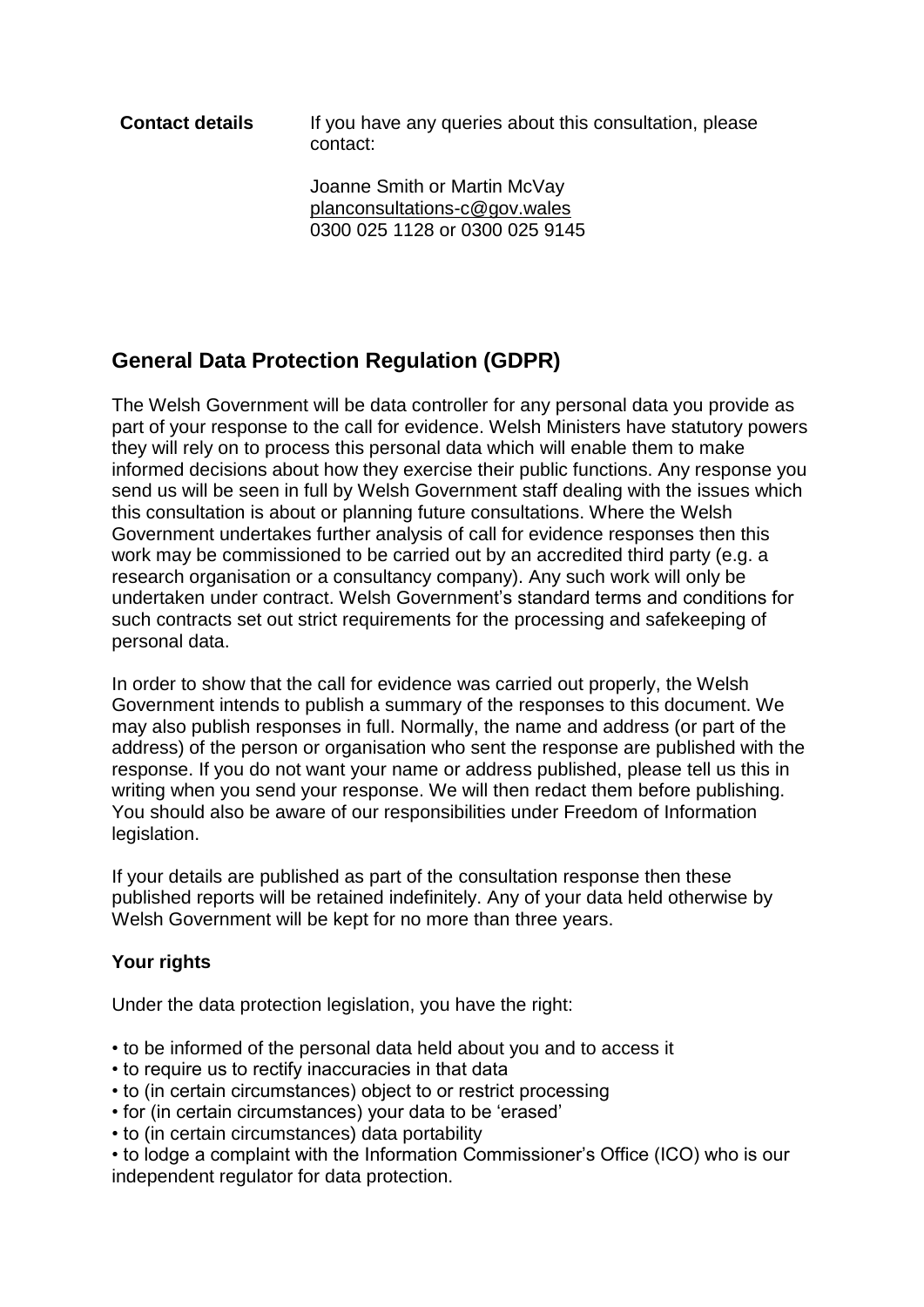**Contact details** If you have any queries about this consultation, please contact:

Joanne Smith or Martin McVay
planconsultations-c@gov.wales
0300 025 1128 or 0300 025 9145

## General Data Protection Regulation (GDPR)

The Welsh Government will be data controller for any personal data you provide as part of your response to the call for evidence. Welsh Ministers have statutory powers they will rely on to process this personal data which will enable them to make informed decisions about how they exercise their public functions. Any response you send us will be seen in full by Welsh Government staff dealing with the issues which this consultation is about or planning future consultations. Where the Welsh Government undertakes further analysis of call for evidence responses then this work may be commissioned to be carried out by an accredited third party (e.g. a research organisation or a consultancy company). Any such work will only be undertaken under contract. Welsh Government's standard terms and conditions for such contracts set out strict requirements for the processing and safekeeping of personal data.

In order to show that the call for evidence was carried out properly, the Welsh Government intends to publish a summary of the responses to this document. We may also publish responses in full. Normally, the name and address (or part of the address) of the person or organisation who sent the response are published with the response. If you do not want your name or address published, please tell us this in writing when you send your response. We will then redact them before publishing. You should also be aware of our responsibilities under Freedom of Information legislation.

If your details are published as part of the consultation response then these published reports will be retained indefinitely. Any of your data held otherwise by Welsh Government will be kept for no more than three years.

### Your rights

Under the data protection legislation, you have the right:

- to be informed of the personal data held about you and to access it
- to require us to rectify inaccuracies in that data
- to (in certain circumstances) object to or restrict processing
- for (in certain circumstances) your data to be 'erased'
- to (in certain circumstances) data portability
- to lodge a complaint with the Information Commissioner's Office (ICO) who is our independent regulator for data protection.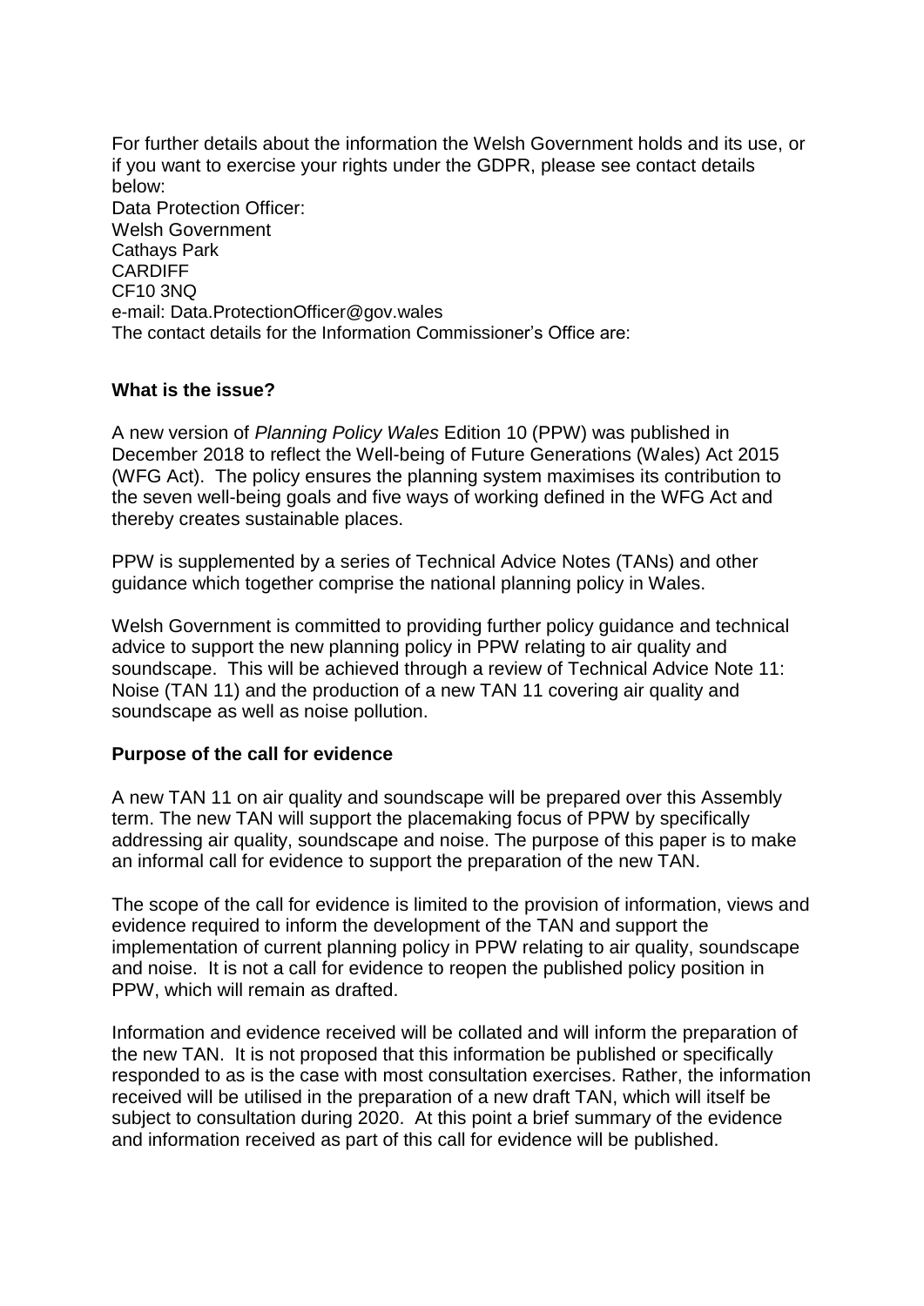For further details about the information the Welsh Government holds and its use, or if you want to exercise your rights under the GDPR, please see contact details below:
Data Protection Officer:
Welsh Government
Cathays Park
CARDIFF
CF10 3NQ
e-mail: Data.ProtectionOfficer@gov.wales
The contact details for the Information Commissioner's Office are:

**What is the issue?**

A new version of *Planning Policy Wales* Edition 10 (PPW) was published in December 2018 to reflect the Well-being of Future Generations (Wales) Act 2015 (WFG Act). The policy ensures the planning system maximises its contribution to the seven well-being goals and five ways of working defined in the WFG Act and thereby creates sustainable places.

PPW is supplemented by a series of Technical Advice Notes (TANs) and other guidance which together comprise the national planning policy in Wales.

Welsh Government is committed to providing further policy guidance and technical advice to support the new planning policy in PPW relating to air quality and soundscape. This will be achieved through a review of Technical Advice Note 11: Noise (TAN 11) and the production of a new TAN 11 covering air quality and soundscape as well as noise pollution.

**Purpose of the call for evidence**

A new TAN 11 on air quality and soundscape will be prepared over this Assembly term. The new TAN will support the placemaking focus of PPW by specifically addressing air quality, soundscape and noise. The purpose of this paper is to make an informal call for evidence to support the preparation of the new TAN.

The scope of the call for evidence is limited to the provision of information, views and evidence required to inform the development of the TAN and support the implementation of current planning policy in PPW relating to air quality, soundscape and noise. It is not a call for evidence to reopen the published policy position in PPW, which will remain as drafted.

Information and evidence received will be collated and will inform the preparation of the new TAN. It is not proposed that this information be published or specifically responded to as is the case with most consultation exercises. Rather, the information received will be utilised in the preparation of a new draft TAN, which will itself be subject to consultation during 2020. At this point a brief summary of the evidence and information received as part of this call for evidence will be published.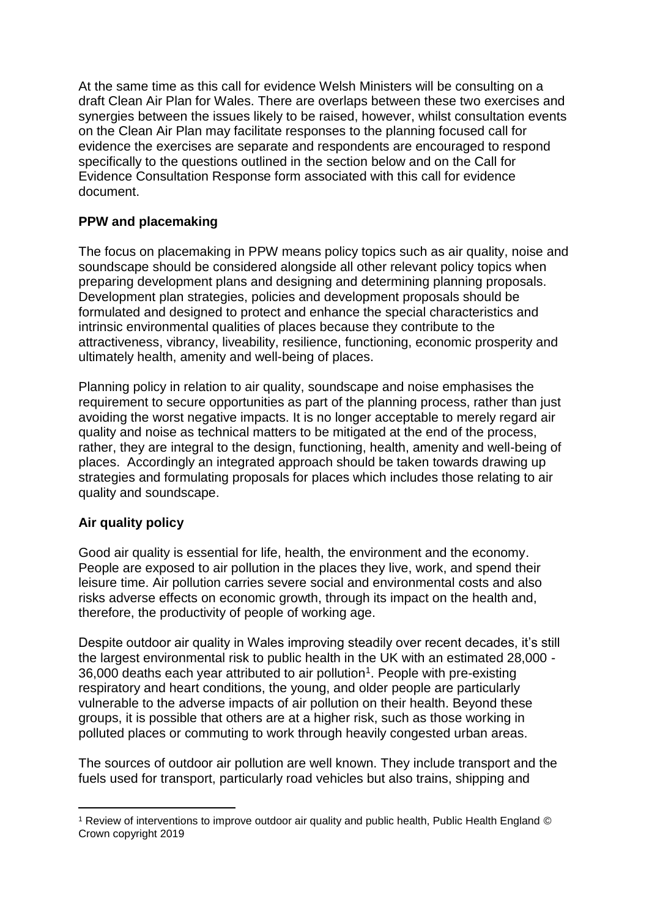At the same time as this call for evidence Welsh Ministers will be consulting on a draft Clean Air Plan for Wales. There are overlaps between these two exercises and synergies between the issues likely to be raised, however, whilst consultation events on the Clean Air Plan may facilitate responses to the planning focused call for evidence the exercises are separate and respondents are encouraged to respond specifically to the questions outlined in the section below and on the Call for Evidence Consultation Response form associated with this call for evidence document.

**PPW and placemaking**

The focus on placemaking in PPW means policy topics such as air quality, noise and soundscape should be considered alongside all other relevant policy topics when preparing development plans and designing and determining planning proposals. Development plan strategies, policies and development proposals should be formulated and designed to protect and enhance the special characteristics and intrinsic environmental qualities of places because they contribute to the attractiveness, vibrancy, liveability, resilience, functioning, economic prosperity and ultimately health, amenity and well-being of places.

Planning policy in relation to air quality, soundscape and noise emphasises the requirement to secure opportunities as part of the planning process, rather than just avoiding the worst negative impacts. It is no longer acceptable to merely regard air quality and noise as technical matters to be mitigated at the end of the process, rather, they are integral to the design, functioning, health, amenity and well-being of places. Accordingly an integrated approach should be taken towards drawing up strategies and formulating proposals for places which includes those relating to air quality and soundscape.

**Air quality policy**

Good air quality is essential for life, health, the environment and the economy. People are exposed to air pollution in the places they live, work, and spend their leisure time. Air pollution carries severe social and environmental costs and also risks adverse effects on economic growth, through its impact on the health and, therefore, the productivity of people of working age.

Despite outdoor air quality in Wales improving steadily over recent decades, it's still the largest environmental risk to public health in the UK with an estimated 28,000 - 36,000 deaths each year attributed to air pollution[1]. People with pre-existing respiratory and heart conditions, the young, and older people are particularly vulnerable to the adverse impacts of air pollution on their health. Beyond these groups, it is possible that others are at a higher risk, such as those working in polluted places or commuting to work through heavily congested urban areas.

The sources of outdoor air pollution are well known. They include transport and the fuels used for transport, particularly road vehicles but also trains, shipping and

[1] Review of interventions to improve outdoor air quality and public health, Public Health England © Crown copyright 2019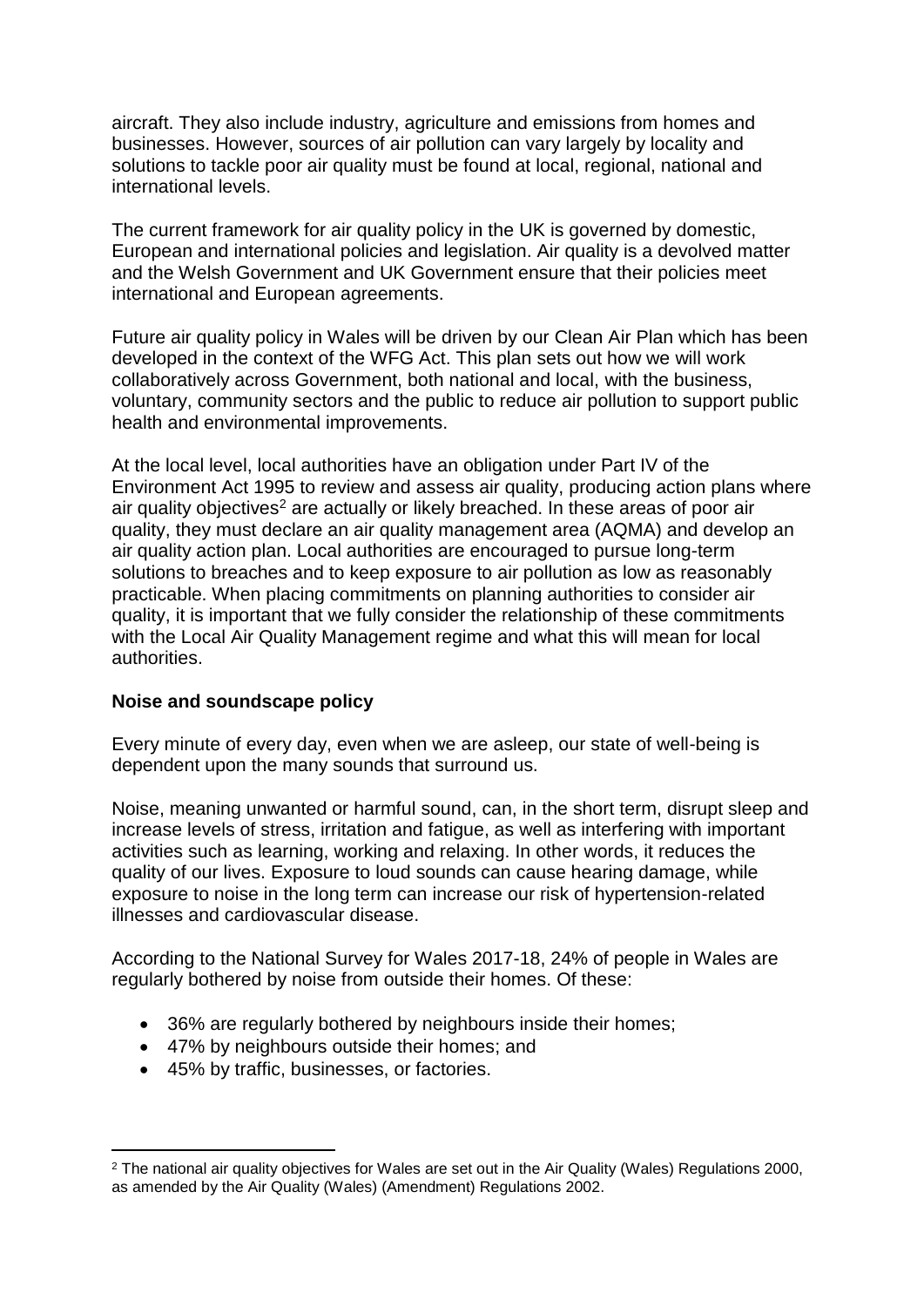aircraft. They also include industry, agriculture and emissions from homes and businesses. However, sources of air pollution can vary largely by locality and solutions to tackle poor air quality must be found at local, regional, national and international levels.

The current framework for air quality policy in the UK is governed by domestic, European and international policies and legislation. Air quality is a devolved matter and the Welsh Government and UK Government ensure that their policies meet international and European agreements.

Future air quality policy in Wales will be driven by our Clean Air Plan which has been developed in the context of the WFG Act. This plan sets out how we will work collaboratively across Government, both national and local, with the business, voluntary, community sectors and the public to reduce air pollution to support public health and environmental improvements.

At the local level, local authorities have an obligation under Part IV of the Environment Act 1995 to review and assess air quality, producing action plans where air quality objectives[2] are actually or likely breached. In these areas of poor air quality, they must declare an air quality management area (AQMA) and develop an air quality action plan. Local authorities are encouraged to pursue long-term solutions to breaches and to keep exposure to air pollution as low as reasonably practicable. When placing commitments on planning authorities to consider air quality, it is important that we fully consider the relationship of these commitments with the Local Air Quality Management regime and what this will mean for local authorities.

**Noise and soundscape policy**

Every minute of every day, even when we are asleep, our state of well-being is dependent upon the many sounds that surround us.

Noise, meaning unwanted or harmful sound, can, in the short term, disrupt sleep and increase levels of stress, irritation and fatigue, as well as interfering with important activities such as learning, working and relaxing. In other words, it reduces the quality of our lives. Exposure to loud sounds can cause hearing damage, while exposure to noise in the long term can increase our risk of hypertension-related illnesses and cardiovascular disease.

According to the National Survey for Wales 2017-18, 24% of people in Wales are regularly bothered by noise from outside their homes. Of these:

- 36% are regularly bothered by neighbours inside their homes;
- 47% by neighbours outside their homes; and
- 45% by traffic, businesses, or factories.

[2] The national air quality objectives for Wales are set out in the Air Quality (Wales) Regulations 2000, as amended by the Air Quality (Wales) (Amendment) Regulations 2002.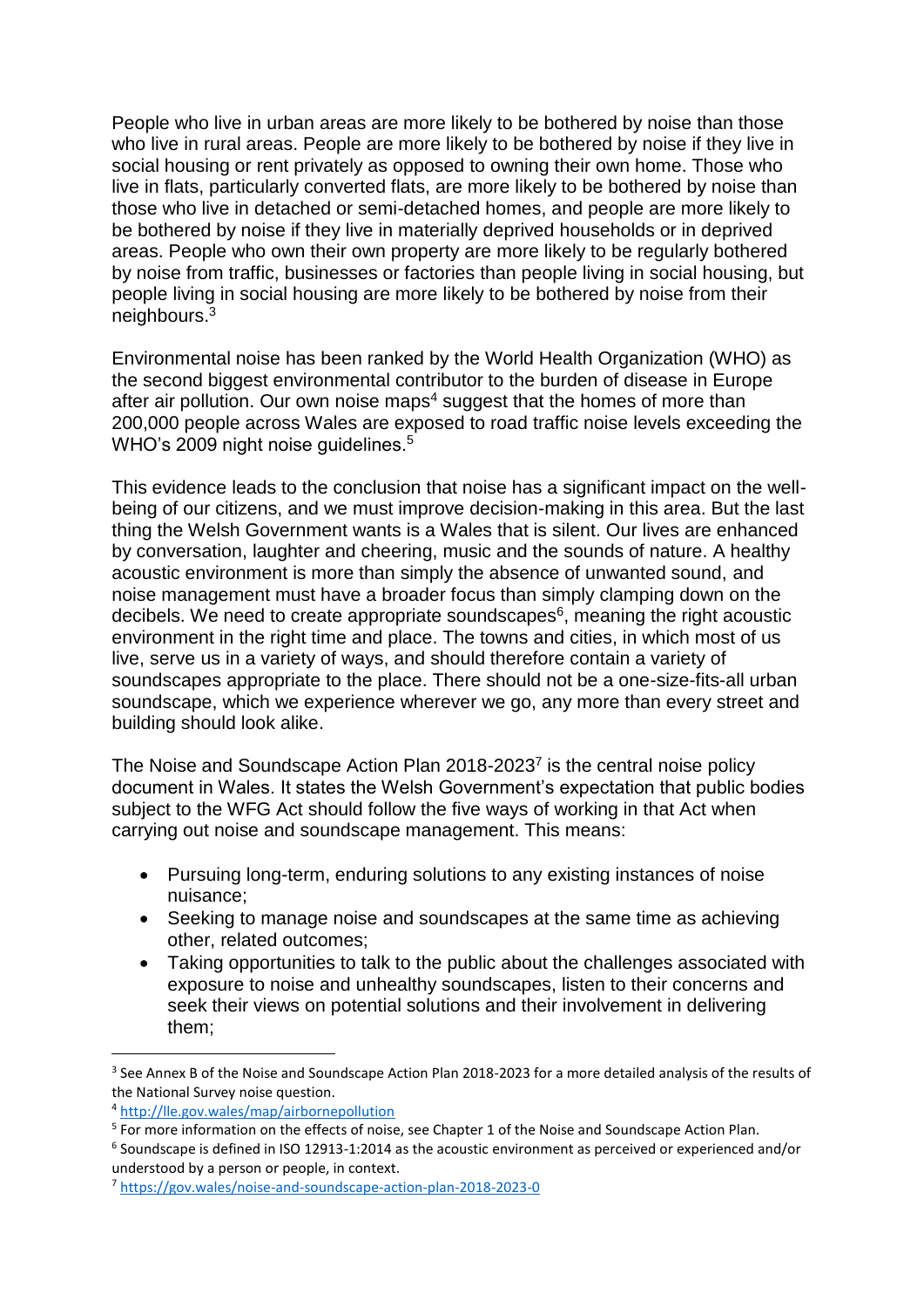People who live in urban areas are more likely to be bothered by noise than those who live in rural areas. People are more likely to be bothered by noise if they live in social housing or rent privately as opposed to owning their own home. Those who live in flats, particularly converted flats, are more likely to be bothered by noise than those who live in detached or semi-detached homes, and people are more likely to be bothered by noise if they live in materially deprived households or in deprived areas. People who own their own property are more likely to be regularly bothered by noise from traffic, businesses or factories than people living in social housing, but people living in social housing are more likely to be bothered by noise from their neighbours.[3]

Environmental noise has been ranked by the World Health Organization (WHO) as the second biggest environmental contributor to the burden of disease in Europe after air pollution. Our own noise maps[4] suggest that the homes of more than 200,000 people across Wales are exposed to road traffic noise levels exceeding the WHO's 2009 night noise guidelines.[5]

This evidence leads to the conclusion that noise has a significant impact on the well-being of our citizens, and we must improve decision-making in this area. But the last thing the Welsh Government wants is a Wales that is silent. Our lives are enhanced by conversation, laughter and cheering, music and the sounds of nature. A healthy acoustic environment is more than simply the absence of unwanted sound, and noise management must have a broader focus than simply clamping down on the decibels. We need to create appropriate soundscapes[6], meaning the right acoustic environment in the right time and place. The towns and cities, in which most of us live, serve us in a variety of ways, and should therefore contain a variety of soundscapes appropriate to the place. There should not be a one-size-fits-all urban soundscape, which we experience wherever we go, any more than every street and building should look alike.

The Noise and Soundscape Action Plan 2018-2023[7] is the central noise policy document in Wales. It states the Welsh Government's expectation that public bodies subject to the WFG Act should follow the five ways of working in that Act when carrying out noise and soundscape management. This means:

- Pursuing long-term, enduring solutions to any existing instances of noise nuisance;
- Seeking to manage noise and soundscapes at the same time as achieving other, related outcomes;
- Taking opportunities to talk to the public about the challenges associated with exposure to noise and unhealthy soundscapes, listen to their concerns and seek their views on potential solutions and their involvement in delivering them;

---

[3] See Annex B of the Noise and Soundscape Action Plan 2018-2023 for a more detailed analysis of the results of the National Survey noise question.

[4] http://lle.gov.wales/map/airbornepollution

[5] For more information on the effects of noise, see Chapter 1 of the Noise and Soundscape Action Plan.

[6] Soundscape is defined in ISO 12913-1:2014 as the acoustic environment as perceived or experienced and/or understood by a person or people, in context.

[7] https://gov.wales/noise-and-soundscape-action-plan-2018-2023-0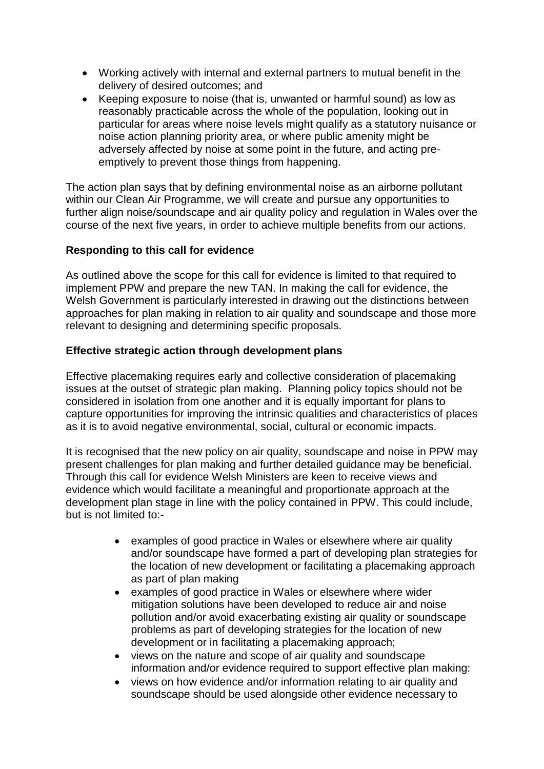- Working actively with internal and external partners to mutual benefit in the delivery of desired outcomes; and
- Keeping exposure to noise (that is, unwanted or harmful sound) as low as reasonably practicable across the whole of the population, looking out in particular for areas where noise levels might qualify as a statutory nuisance or noise action planning priority area, or where public amenity might be adversely affected by noise at some point in the future, and acting pre-emptively to prevent those things from happening.

The action plan says that by defining environmental noise as an airborne pollutant within our Clean Air Programme, we will create and pursue any opportunities to further align noise/soundscape and air quality policy and regulation in Wales over the course of the next five years, in order to achieve multiple benefits from our actions.

**Responding to this call for evidence**

As outlined above the scope for this call for evidence is limited to that required to implement PPW and prepare the new TAN. In making the call for evidence, the Welsh Government is particularly interested in drawing out the distinctions between approaches for plan making in relation to air quality and soundscape and those more relevant to designing and determining specific proposals.

**Effective strategic action through development plans**

Effective placemaking requires early and collective consideration of placemaking issues at the outset of strategic plan making. Planning policy topics should not be considered in isolation from one another and it is equally important for plans to capture opportunities for improving the intrinsic qualities and characteristics of places as it is to avoid negative environmental, social, cultural or economic impacts.

It is recognised that the new policy on air quality, soundscape and noise in PPW may present challenges for plan making and further detailed guidance may be beneficial. Through this call for evidence Welsh Ministers are keen to receive views and evidence which would facilitate a meaningful and proportionate approach at the development plan stage in line with the policy contained in PPW. This could include, but is not limited to:-

- examples of good practice in Wales or elsewhere where air quality and/or soundscape have formed a part of developing plan strategies for the location of new development or facilitating a placemaking approach as part of plan making
- examples of good practice in Wales or elsewhere where wider mitigation solutions have been developed to reduce air and noise pollution and/or avoid exacerbating existing air quality or soundscape problems as part of developing strategies for the location of new development or in facilitating a placemaking approach;
- views on the nature and scope of air quality and soundscape information and/or evidence required to support effective plan making:
- views on how evidence and/or information relating to air quality and soundscape should be used alongside other evidence necessary to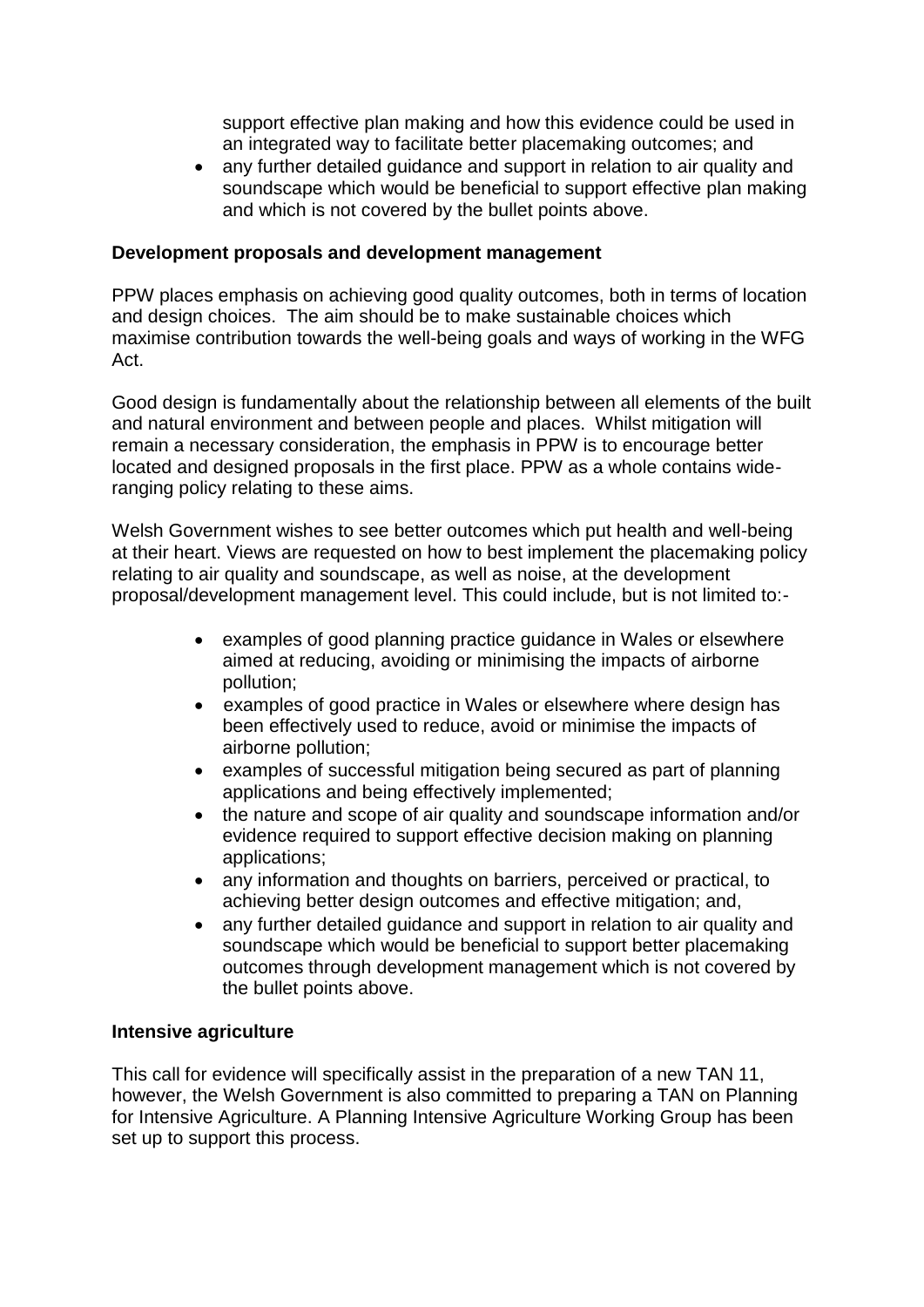support effective plan making and how this evidence could be used in an integrated way to facilitate better placemaking outcomes; and

- any further detailed guidance and support in relation to air quality and soundscape which would be beneficial to support effective plan making and which is not covered by the bullet points above.

**Development proposals and development management**

PPW places emphasis on achieving good quality outcomes, both in terms of location and design choices. The aim should be to make sustainable choices which maximise contribution towards the well-being goals and ways of working in the WFG Act.

Good design is fundamentally about the relationship between all elements of the built and natural environment and between people and places. Whilst mitigation will remain a necessary consideration, the emphasis in PPW is to encourage better located and designed proposals in the first place. PPW as a whole contains wide-ranging policy relating to these aims.

Welsh Government wishes to see better outcomes which put health and well-being at their heart. Views are requested on how to best implement the placemaking policy relating to air quality and soundscape, as well as noise, at the development proposal/development management level. This could include, but is not limited to:-

- examples of good planning practice guidance in Wales or elsewhere aimed at reducing, avoiding or minimising the impacts of airborne pollution;
- examples of good practice in Wales or elsewhere where design has been effectively used to reduce, avoid or minimise the impacts of airborne pollution;
- examples of successful mitigation being secured as part of planning applications and being effectively implemented;
- the nature and scope of air quality and soundscape information and/or evidence required to support effective decision making on planning applications;
- any information and thoughts on barriers, perceived or practical, to achieving better design outcomes and effective mitigation; and,
- any further detailed guidance and support in relation to air quality and soundscape which would be beneficial to support better placemaking outcomes through development management which is not covered by the bullet points above.

**Intensive agriculture**

This call for evidence will specifically assist in the preparation of a new TAN 11, however, the Welsh Government is also committed to preparing a TAN on Planning for Intensive Agriculture. A Planning Intensive Agriculture Working Group has been set up to support this process.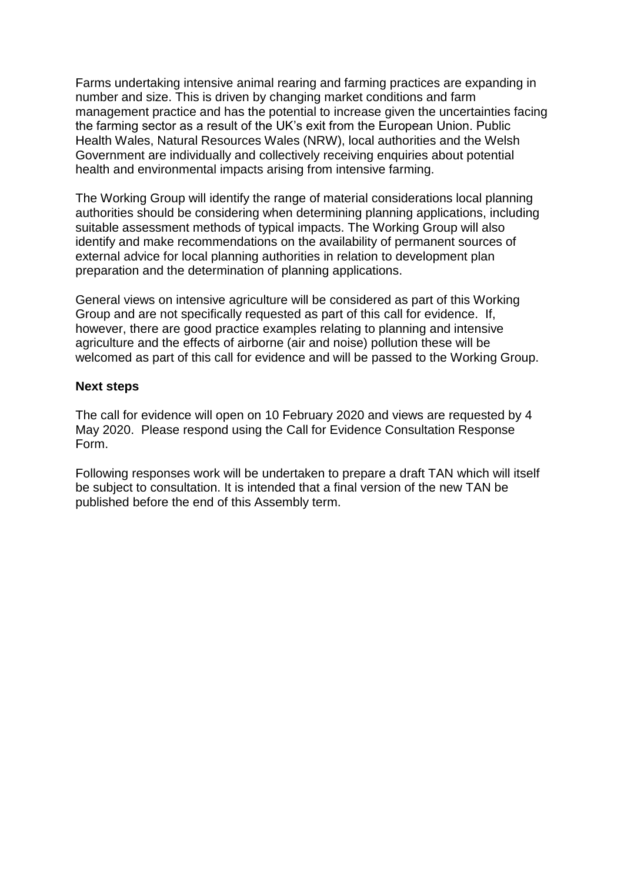Farms undertaking intensive animal rearing and farming practices are expanding in number and size. This is driven by changing market conditions and farm management practice and has the potential to increase given the uncertainties facing the farming sector as a result of the UK's exit from the European Union. Public Health Wales, Natural Resources Wales (NRW), local authorities and the Welsh Government are individually and collectively receiving enquiries about potential health and environmental impacts arising from intensive farming.

The Working Group will identify the range of material considerations local planning authorities should be considering when determining planning applications, including suitable assessment methods of typical impacts. The Working Group will also identify and make recommendations on the availability of permanent sources of external advice for local planning authorities in relation to development plan preparation and the determination of planning applications.

General views on intensive agriculture will be considered as part of this Working Group and are not specifically requested as part of this call for evidence. If, however, there are good practice examples relating to planning and intensive agriculture and the effects of airborne (air and noise) pollution these will be welcomed as part of this call for evidence and will be passed to the Working Group.

## Next steps

The call for evidence will open on 10 February 2020 and views are requested by 4 May 2020. Please respond using the Call for Evidence Consultation Response Form.

Following responses work will be undertaken to prepare a draft TAN which will itself be subject to consultation. It is intended that a final version of the new TAN be published before the end of this Assembly term.